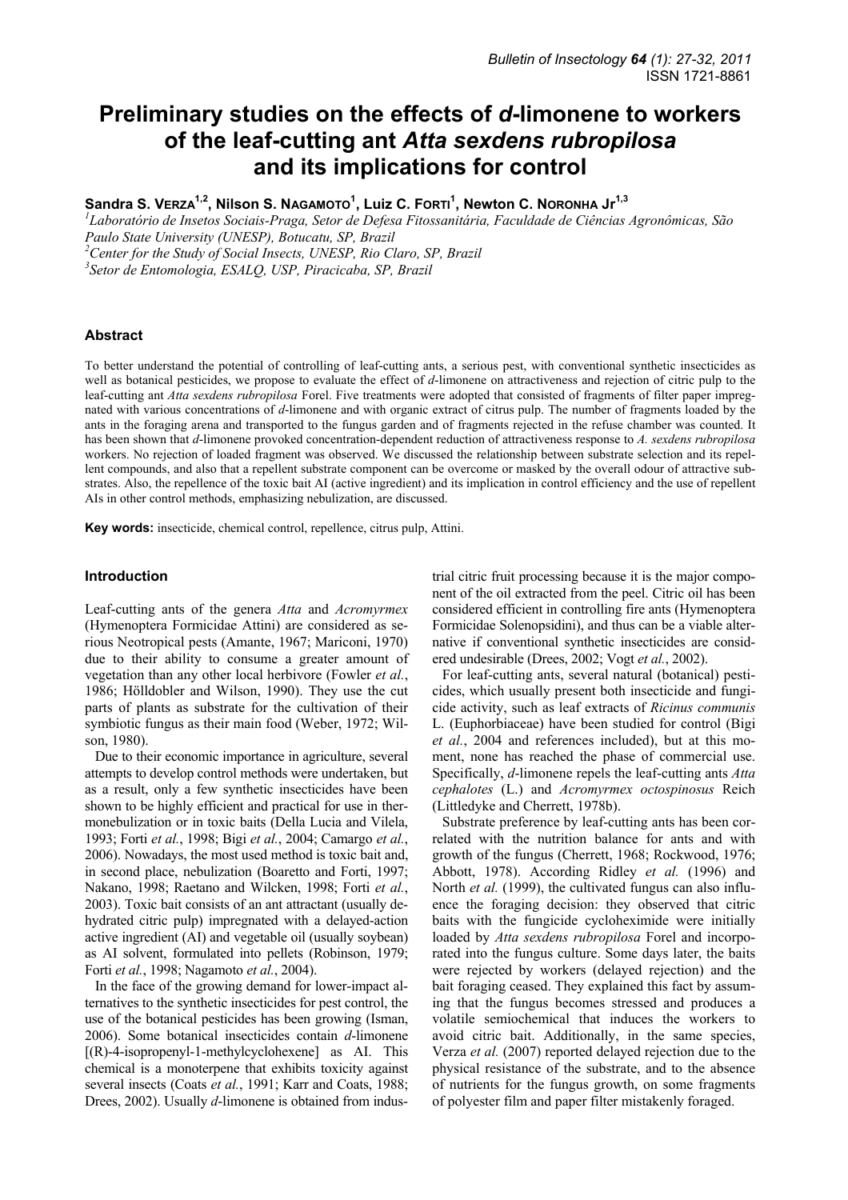# Preliminary studies on the effects of *d*-limonene to workers of the leaf-cutting ant *Atta sexdens rubropilosa* and its implications for control

**Sandra S. VERZA[1,2], Nilson S. NAGAMOTO[1], Luiz C. FORTI[1], Newton C. NORONHA Jr[1,3]**

[1]Laboratório de Insetos Sociais-Praga, Setor de Defesa Fitossanitária, Faculdade de Ciências Agronômicas, São Paulo State University (UNESP), Botucatu, SP, Brazil
[2]Center for the Study of Social Insects, UNESP, Rio Claro, SP, Brazil
[3]Setor de Entomologia, ESALQ, USP, Piracicaba, SP, Brazil

## Abstract

To better understand the potential of controlling of leaf-cutting ants, a serious pest, with conventional synthetic insecticides as well as botanical pesticides, we propose to evaluate the effect of *d*-limonene on attractiveness and rejection of citric pulp to the leaf-cutting ant *Atta sexdens rubropilosa* Forel. Five treatments were adopted that consisted of fragments of filter paper impregnated with various concentrations of *d*-limonene and with organic extract of citrus pulp. The number of fragments loaded by the ants in the foraging arena and transported to the fungus garden and of fragments rejected in the refuse chamber was counted. It has been shown that *d*-limonene provoked concentration-dependent reduction of attractiveness response to *A. sexdens rubropilosa* workers. No rejection of loaded fragment was observed. We discussed the relationship between substrate selection and its repellent compounds, and also that a repellent substrate component can be overcome or masked by the overall odour of attractive substrates. Also, the repellence of the toxic bait AI (active ingredient) and its implication in control efficiency and the use of repellent AIs in other control methods, emphasizing nebulization, are discussed.

**Key words:** insecticide, chemical control, repellence, citrus pulp, Attini.

## Introduction

Leaf-cutting ants of the genera *Atta* and *Acromyrmex* (Hymenoptera Formicidae Attini) are considered as serious Neotropical pests (Amante, 1967; Mariconi, 1970) due to their ability to consume a greater amount of vegetation than any other local herbivore (Fowler *et al.*, 1986; Hölldobler and Wilson, 1990). They use the cut parts of plants as substrate for the cultivation of their symbiotic fungus as their main food (Weber, 1972; Wilson, 1980).

Due to their economic importance in agriculture, several attempts to develop control methods were undertaken, but as a result, only a few synthetic insecticides have been shown to be highly efficient and practical for use in thermonebulization or in toxic baits (Della Lucia and Vilela, 1993; Forti *et al.*, 1998; Bigi *et al.*, 2004; Camargo *et al.*, 2006). Nowadays, the most used method is toxic bait and, in second place, nebulization (Boaretto and Forti, 1997; Nakano, 1998; Raetano and Wilcken, 1998; Forti *et al.*, 2003). Toxic bait consists of an ant attractant (usually dehydrated citric pulp) impregnated with a delayed-action active ingredient (AI) and vegetable oil (usually soybean) as AI solvent, formulated into pellets (Robinson, 1979; Forti *et al.*, 1998; Nagamoto *et al.*, 2004).

In the face of the growing demand for lower-impact alternatives to the synthetic insecticides for pest control, the use of the botanical pesticides has been growing (Isman, 2006). Some botanical insecticides contain *d*-limonene [(R)-4-isopropenyl-1-methylcyclohexene] as AI. This chemical is a monoterpene that exhibits toxicity against several insects (Coats *et al.*, 1991; Karr and Coats, 1988; Drees, 2002). Usually *d*-limonene is obtained from industrial citric fruit processing because it is the major component of the oil extracted from the peel. Citric oil has been considered efficient in controlling fire ants (Hymenoptera Formicidae Solenopsidini), and thus can be a viable alternative if conventional synthetic insecticides are considered undesirable (Drees, 2002; Vogt *et al.*, 2002).

For leaf-cutting ants, several natural (botanical) pesticides, which usually present both insecticide and fungicide activity, such as leaf extracts of *Ricinus communis* L. (Euphorbiaceae) have been studied for control (Bigi *et al.*, 2004 and references included), but at this moment, none has reached the phase of commercial use. Specifically, *d*-limonene repels the leaf-cutting ants *Atta cephalotes* (L.) and *Acromyrmex octospinosus* Reich (Littledyke and Cherrett, 1978b).

Substrate preference by leaf-cutting ants has been correlated with the nutrition balance for ants and with growth of the fungus (Cherrett, 1968; Rockwood, 1976; Abbott, 1978). According Ridley *et al.* (1996) and North *et al.* (1999), the cultivated fungus can also influence the foraging decision: they observed that citric baits with the fungicide cycloheximide were initially loaded by *Atta sexdens rubropilosa* Forel and incorporated into the fungus culture. Some days later, the baits were rejected by workers (delayed rejection) and the bait foraging ceased. They explained this fact by assuming that the fungus becomes stressed and produces a volatile semiochemical that induces the workers to avoid citric bait. Additionally, in the same species, Verza *et al.* (2007) reported delayed rejection due to the physical resistance of the substrate, and to the absence of nutrients for the fungus growth, on some fragments of polyester film and paper filter mistakenly foraged.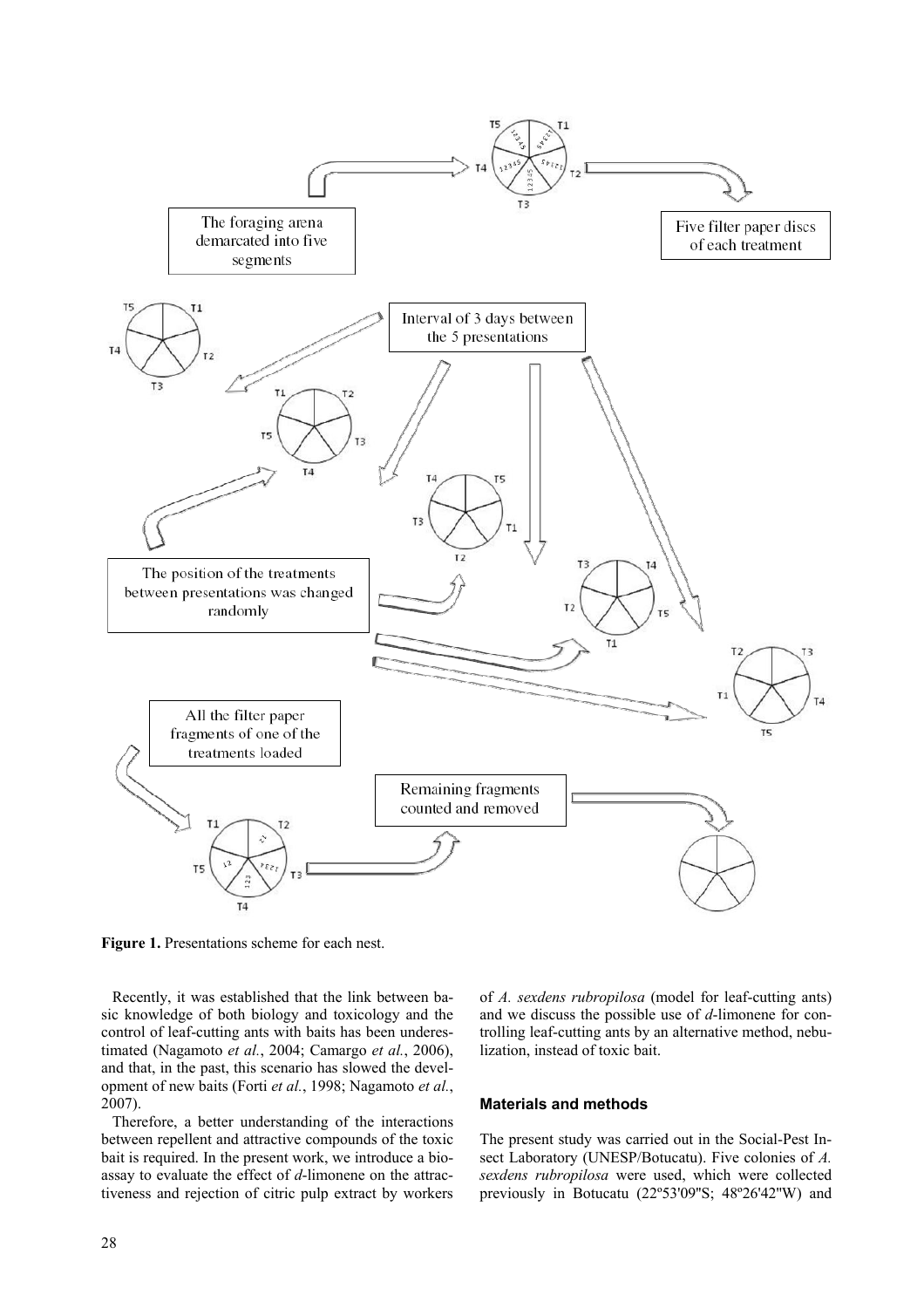**Figure 1.** Presentations scheme for each nest.

Recently, it was established that the link between basic knowledge of both biology and toxicology and the control of leaf-cutting ants with baits has been underestimated (Nagamoto *et al.*, 2004; Camargo *et al.*, 2006), and that, in the past, this scenario has slowed the development of new baits (Forti *et al.*, 1998; Nagamoto *et al.*, 2007).

Therefore, a better understanding of the interactions between repellent and attractive compounds of the toxic bait is required. In the present work, we introduce a bioassay to evaluate the effect of *d*-limonene on the attractiveness and rejection of citric pulp extract by workers of *A. sexdens rubropilosa* (model for leaf-cutting ants) and we discuss the possible use of *d*-limonene for controlling leaf-cutting ants by an alternative method, nebulization, instead of toxic bait.

## Materials and methods

The present study was carried out in the Social-Pest Insect Laboratory (UNESP/Botucatu). Five colonies of *A. sexdens rubropilosa* were used, which were collected previously in Botucatu (22º53'09"S; 48º26'42"W) and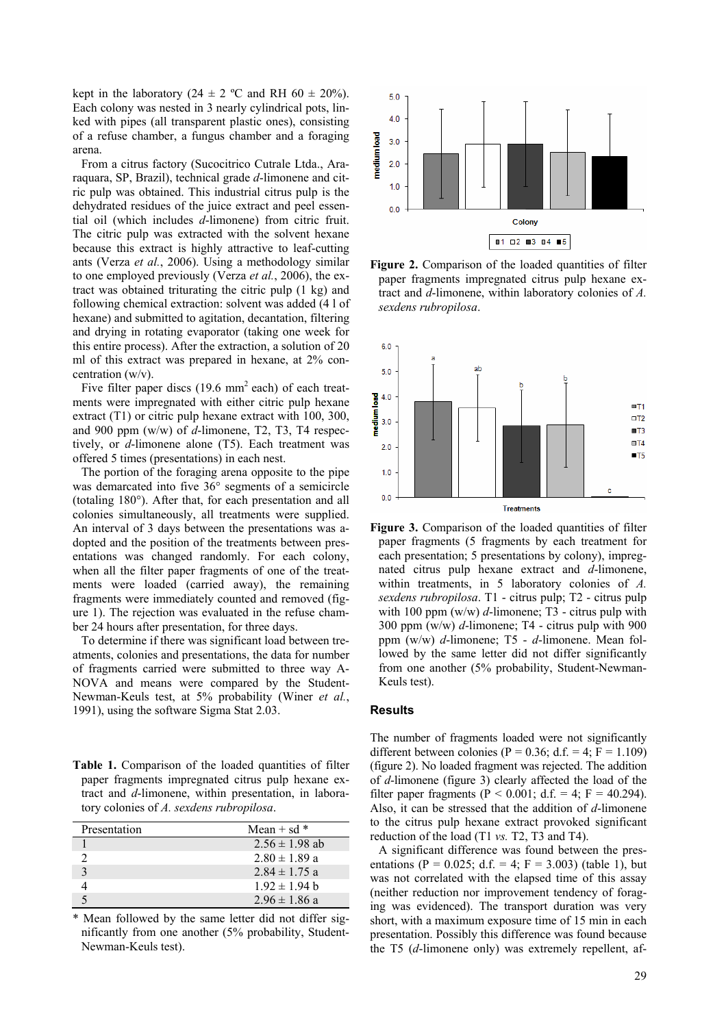kept in the laboratory (24 ± 2 ºC and RH 60 ± 20%). Each colony was nested in 3 nearly cylindrical pots, linked with pipes (all transparent plastic ones), consisting of a refuse chamber, a fungus chamber and a foraging arena.

From a citrus factory (Sucocitrico Cutrale Ltda., Araraquara, SP, Brazil), technical grade *d*-limonene and citric pulp was obtained. This industrial citrus pulp is the dehydrated residues of the juice extract and peel essential oil (which includes *d*-limonene) from citric fruit. The citric pulp was extracted with the solvent hexane because this extract is highly attractive to leaf-cutting ants (Verza *et al.*, 2006). Using a methodology similar to one employed previously (Verza *et al.*, 2006), the extract was obtained triturating the citric pulp (1 kg) and following chemical extraction: solvent was added (4 l of hexane) and submitted to agitation, decantation, filtering and drying in rotating evaporator (taking one week for this entire process). After the extraction, a solution of 20 ml of this extract was prepared in hexane, at 2% concentration (w/v).

Five filter paper discs (19.6 mm$^2$ each) of each treatments were impregnated with either citric pulp hexane extract (T1) or citric pulp hexane extract with 100, 300, and 900 ppm (w/w) of *d*-limonene, T2, T3, T4 respectively, or *d*-limonene alone (T5). Each treatment was offered 5 times (presentations) in each nest.

The portion of the foraging arena opposite to the pipe was demarcated into five 36° segments of a semicircle (totaling 180°). After that, for each presentation and all colonies simultaneously, all treatments were supplied. An interval of 3 days between the presentations was adopted and the position of the treatments between presentations was changed randomly. For each colony, when all the filter paper fragments of one of the treatments were loaded (carried away), the remaining fragments were immediately counted and removed (figure 1). The rejection was evaluated in the refuse chamber 24 hours after presentation, for three days.

To determine if there was significant load between treatments, colonies and presentations, the data for number of fragments carried were submitted to three way ANOVA and means were compared by the Student-Newman-Keuls test, at 5% probability (Winer *et al.*, 1991), using the software Sigma Stat 2.03.

**Table 1.** Comparison of the loaded quantities of filter paper fragments impregnated citrus pulp hexane extract and *d*-limonene, within presentation, in laboratory colonies of *A. sexdens rubropilosa*.

| Presentation | Mean ± sd * |
|---|---|
| 1 | 2.56 ± 1.98 ab |
| 2 | 2.80 ± 1.89 a |
| 3 | 2.84 ± 1.75 a |
| 4 | 1.92 ± 1.94 b |
| 5 | 2.96 ± 1.86 a |

\* Mean followed by the same letter did not differ significantly from one another (5% probability, Student-Newman-Keuls test).

**Figure 2.** Comparison of the loaded quantities of filter paper fragments impregnated citrus pulp hexane extract and *d*-limonene, within laboratory colonies of *A. sexdens rubropilosa*.

**Figure 3.** Comparison of the loaded quantities of filter paper fragments (5 fragments by each treatment for each presentation; 5 presentations by colony), impregnated citrus pulp hexane extract and *d*-limonene, within treatments, in 5 laboratory colonies of *A. sexdens rubropilosa*. T1 - citrus pulp; T2 - citrus pulp with 100 ppm (w/w) *d*-limonene; T3 - citrus pulp with 300 ppm (w/w) *d*-limonene; T4 - citrus pulp with 900 ppm (w/w) *d*-limonene; T5 - *d*-limonene. Mean followed by the same letter did not differ significantly from one another (5% probability, Student-Newman-Keuls test).

## Results

The number of fragments loaded were not significantly different between colonies ($P = 0.36$; d.f. = 4; $F = 1.109$) (figure 2). No loaded fragment was rejected. The addition of *d*-limonene (figure 3) clearly affected the load of the filter paper fragments ($P < 0.001$; d.f. = 4; $F = 40.294$). Also, it can be stressed that the addition of *d*-limonene to the citrus pulp hexane extract provoked significant reduction of the load (T1 *vs.* T2, T3 and T4).

A significant difference was found between the presentations ($P = 0.025$; d.f. = 4; $F = 3.003$) (table 1), but was not correlated with the elapsed time of this assay (neither reduction nor improvement tendency of foraging was evidenced). The transport duration was very short, with a maximum exposure time of 15 min in each presentation. Possibly this difference was found because the T5 (*d*-limonene only) was extremely repellent, af-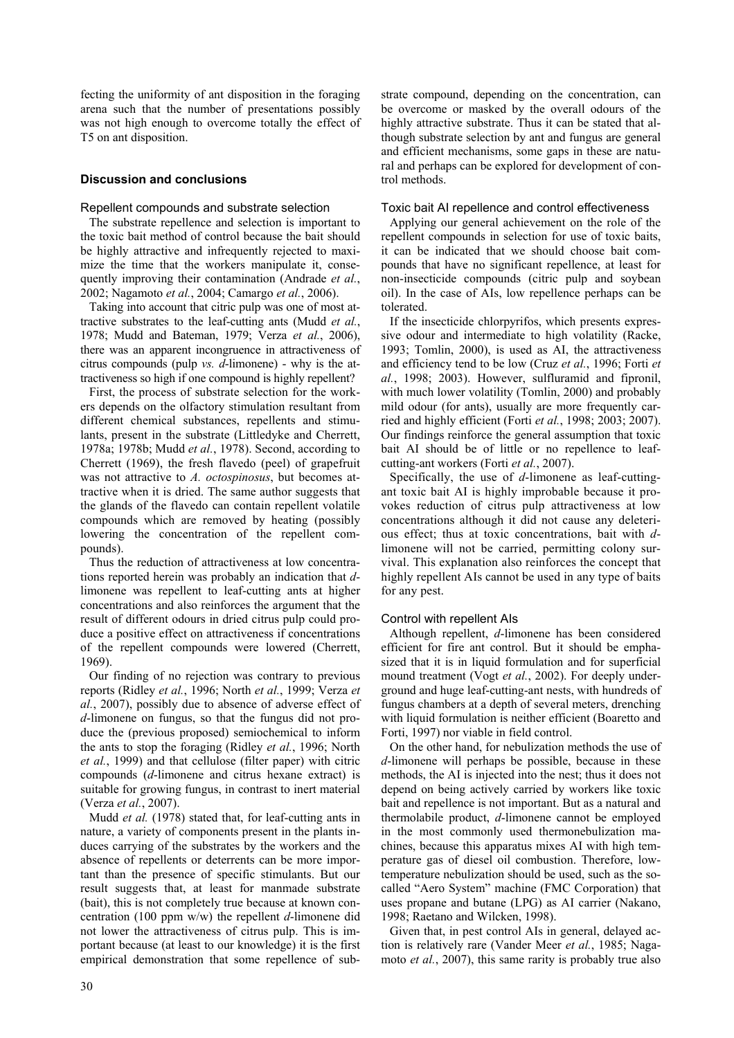fecting the uniformity of ant disposition in the foraging arena such that the number of presentations possibly was not high enough to overcome totally the effect of T5 on ant disposition.

## Discussion and conclusions

### Repellent compounds and substrate selection

The substrate repellence and selection is important to the toxic bait method of control because the bait should be highly attractive and infrequently rejected to maximize the time that the workers manipulate it, consequently improving their contamination (Andrade *et al.*, 2002; Nagamoto *et al.*, 2004; Camargo *et al.*, 2006).

Taking into account that citric pulp was one of most attractive substrates to the leaf-cutting ants (Mudd *et al.*, 1978; Mudd and Bateman, 1979; Verza *et al.*, 2006), there was an apparent incongruence in attractiveness of citrus compounds (pulp *vs. d*-limonene) - why is the attractiveness so high if one compound is highly repellent?

First, the process of substrate selection for the workers depends on the olfactory stimulation resultant from different chemical substances, repellents and stimulants, present in the substrate (Littledyke and Cherrett, 1978a; 1978b; Mudd *et al.*, 1978). Second, according to Cherrett (1969), the fresh flavedo (peel) of grapefruit was not attractive to *A. octospinosus*, but becomes attractive when it is dried. The same author suggests that the glands of the flavedo can contain repellent volatile compounds which are removed by heating (possibly lowering the concentration of the repellent compounds).

Thus the reduction of attractiveness at low concentrations reported herein was probably an indication that *d*-limonene was repellent to leaf-cutting ants at higher concentrations and also reinforces the argument that the result of different odours in dried citrus pulp could produce a positive effect on attractiveness if concentrations of the repellent compounds were lowered (Cherrett, 1969).

Our finding of no rejection was contrary to previous reports (Ridley *et al.*, 1996; North *et al.*, 1999; Verza *et al.*, 2007), possibly due to absence of adverse effect of *d*-limonene on fungus, so that the fungus did not produce the (previous proposed) semiochemical to inform the ants to stop the foraging (Ridley *et al.*, 1996; North *et al.*, 1999) and that cellulose (filter paper) with citric compounds (*d*-limonene and citrus hexane extract) is suitable for growing fungus, in contrast to inert material (Verza *et al.*, 2007).

Mudd *et al.* (1978) stated that, for leaf-cutting ants in nature, a variety of components present in the plants induces carrying of the substrates by the workers and the absence of repellents or deterrents can be more important than the presence of specific stimulants. But our result suggests that, at least for manmade substrate (bait), this is not completely true because at known concentration (100 ppm w/w) the repellent *d*-limonene did not lower the attractiveness of citrus pulp. This is important because (at least to our knowledge) it is the first empirical demonstration that some repellence of substrate compound, depending on the concentration, can be overcome or masked by the overall odours of the highly attractive substrate. Thus it can be stated that although substrate selection by ant and fungus are general and efficient mechanisms, some gaps in these are natural and perhaps can be explored for development of control methods.

### Toxic bait AI repellence and control effectiveness

Applying our general achievement on the role of the repellent compounds in selection for use of toxic baits, it can be indicated that we should choose bait compounds that have no significant repellence, at least for non-insecticide compounds (citric pulp and soybean oil). In the case of AIs, low repellence perhaps can be tolerated.

If the insecticide chlorpyrifos, which presents expressive odour and intermediate to high volatility (Racke, 1993; Tomlin, 2000), is used as AI, the attractiveness and efficiency tend to be low (Cruz *et al.*, 1996; Forti *et al.*, 1998; 2003). However, sulfluramid and fipronil, with much lower volatility (Tomlin, 2000) and probably mild odour (for ants), usually are more frequently carried and highly efficient (Forti *et al.*, 1998; 2003; 2007). Our findings reinforce the general assumption that toxic bait AI should be of little or no repellence to leaf-cutting-ant workers (Forti *et al.*, 2007).

Specifically, the use of *d*-limonene as leaf-cutting-ant toxic bait AI is highly improbable because it provokes reduction of citrus pulp attractiveness at low concentrations although it did not cause any deleterious effect; thus at toxic concentrations, bait with *d*-limonene will not be carried, permitting colony survival. This explanation also reinforces the concept that highly repellent AIs cannot be used in any type of baits for any pest.

### Control with repellent AIs

Although repellent, *d*-limonene has been considered efficient for fire ant control. But it should be emphasized that it is in liquid formulation and for superficial mound treatment (Vogt *et al.*, 2002). For deeply underground and huge leaf-cutting-ant nests, with hundreds of fungus chambers at a depth of several meters, drenching with liquid formulation is neither efficient (Boaretto and Forti, 1997) nor viable in field control.

On the other hand, for nebulization methods the use of *d*-limonene will perhaps be possible, because in these methods, the AI is injected into the nest; thus it does not depend on being actively carried by workers like toxic bait and repellence is not important. But as a natural and thermolabile product, *d*-limonene cannot be employed in the most commonly used thermonebulization machines, because this apparatus mixes AI with high temperature gas of diesel oil combustion. Therefore, low-temperature nebulization should be used, such as the so-called "Aero System" machine (FMC Corporation) that uses propane and butane (LPG) as AI carrier (Nakano, 1998; Raetano and Wilcken, 1998).

Given that, in pest control AIs in general, delayed action is relatively rare (Vander Meer *et al.*, 1985; Nagamoto *et al.*, 2007), this same rarity is probably true also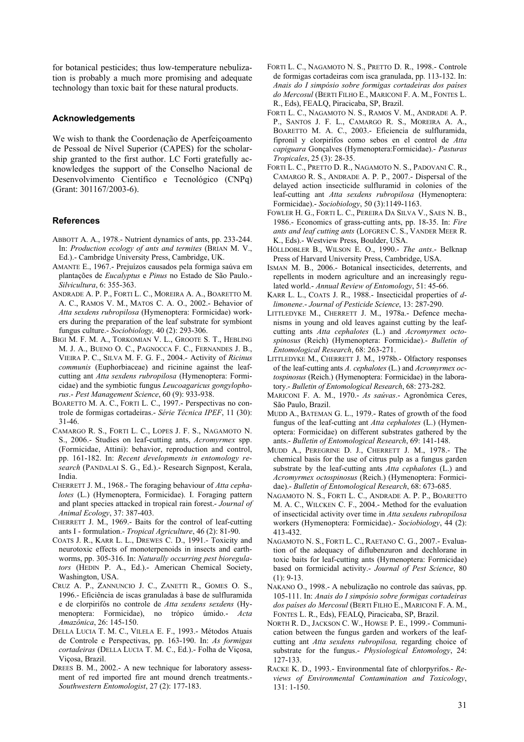for botanical pesticides; thus low-temperature nebulization is probably a much more promising and adequate technology than toxic bait for these natural products.

## Acknowledgements

We wish to thank the Coordenação de Aperfeiçoamento de Pessoal de Nível Superior (CAPES) for the scholarship granted to the first author. LC Forti gratefully acknowledges the support of the Conselho Nacional de Desenvolvimento Científico e Tecnológico (CNPq) (Grant: 301167/2003-6).

## References

ABBOTT A. A., 1978.- Nutrient dynamics of ants, pp. 233-244. In: *Production ecology of ants and termites* (BRIAN M. V., Ed.).- Cambridge University Press, Cambridge, UK.

AMANTE E., 1967.- Prejuízos causados pela formiga saúva em plantações de *Eucalyptus* e *Pinus* no Estado de São Paulo.- *Silvicultura*, 6: 355-363.

ANDRADE A. P. P., FORTI L. C., MOREIRA A. A., BOARETTO M. A. C., RAMOS V. M., MATOS C. A. O., 2002.- Behavior of *Atta sexdens rubropilosa* (Hymenoptera: Formicidae) workers during the preparation of the leaf substrate for symbiont fungus culture.- *Sociobiology,* 40 (2): 293-306.

BIGI M. F. M. A., TORKOMIAN V. L., GROOTE S. T., HEBLING M. J. A., BUENO O. C., PAGNOCCA F. C., FERNANDES J. B., VIEIRA P. C., SILVA M. F. G. F., 2004.- Activity of *Ricinus communis* (Euphorbiaceae) and ricinine against the leaf-cutting ant *Atta sexdens rubropilosa* (Hymenoptera: Formicidae) and the symbiotic fungus *Leucoagaricus gongylophorus*.- *Pest Management Science*, 60 (9): 933-938.

BOARETTO M. A. C., FORTI L. C., 1997.- Perspectivas no controle de formigas cortadeiras.- *Série Técnica IPEF*, 11 (30): 31-46.

CAMARGO R. S., FORTI L. C., LOPES J. F. S., NAGAMOTO N. S., 2006.- Studies on leaf-cutting ants, *Acromyrmex* spp. (Formicidae, Attini): behavior, reproduction and control, pp. 161-182. In: *Recent developments in entomology research* (PANDALAI S. G., Ed.).- Research Signpost, Kerala, India.

CHERRETT J. M., 1968.- The foraging behaviour of *Atta cephalotes* (L.) (Hymenoptera, Formicidae). I. Foraging pattern and plant species attacked in tropical rain forest.- *Journal of Animal Ecology*, 37: 387-403.

CHERRETT J. M., 1969.- Baits for the control of leaf-cutting ants I - formulation.- *Tropical Agriculture*, 46 (2): 81-90.

COATS J. R., KARR L. L., DREWES C. D., 1991.- Toxicity and neurotoxic effects of monoterpenoids in insects and earthworms, pp. 305-316. In: *Naturally occurring pest bioregulators* (HEDIN P. A., Ed.).- American Chemical Society, Washington, USA.

CRUZ A. P., ZANNUNCIO J. C., ZANETTI R., GOMES O. S., 1996.- Eficiência de iscas granuladas à base de sulfluramida e de clorpirifós no controle de *Atta sexdens sexdens* (Hymenoptera: Formicidae), no trópico úmido.- *Acta Amazônica*, 26: 145-150.

DELLA LUCIA T. M. C., VILELA E. F., 1993.- Métodos Atuais de Controle e Perspectivas, pp. 163-190. In: *As formigas cortadeiras* (DELLA LUCIA T. M. C., Ed.).- Folha de Viçosa, Viçosa, Brazil.

DREES B. M., 2002.- A new technique for laboratory assessment of red imported fire ant mound drench treatments.- *Southwestern Entomologist*, 27 (2): 177-183.

FORTI L. C., NAGAMOTO N. S., PRETTO D. R., 1998.- Controle de formigas cortadeiras com isca granulada, pp. 113-132. In: *Anais do I simpósio sobre formigas cortadeiras dos países do Mercosul* (BERTI FILHO E., MARICONI F. A. M., FONTES L. R., Eds), FEALQ, Piracicaba, SP, Brazil.

FORTI L. C., NAGAMOTO N. S., RAMOS V. M., ANDRADE A. P. P., SANTOS J. F. L., CAMARGO R. S., MOREIRA A. A., BOARETTO M. A. C., 2003.- Eficiencia de sulfluramida, fipronil y clorpirifos como sebos en el control de *Atta capiguara* Gonçalves (Hymenoptera:Formicidae).- *Pasturas Tropicales*, 25 (3): 28-35.

FORTI L. C., PRETTO D. R., NAGAMOTO N. S., PADOVANI C. R., CAMARGO R. S., ANDRADE A. P. P., 2007.- Dispersal of the delayed action insecticide sulfluramid in colonies of the leaf-cutting ant *Atta sexdens rubropilosa* (Hymenoptera: Formicidae).- *Sociobiology*, 50 (3):1149-1163.

FOWLER H. G., FORTI L. C., PEREIRA DA SILVA V., SAES N. B., 1986.- Economics of grass-cutting ants, pp. 18-35. In: *Fire ants and leaf cutting ants* (LOFGREN C. S., VANDER MEER R. K., Eds).- Westview Press, Boulder, USA.

HÖLLDOBLER B., WILSON E. O., 1990.- *The ants*.- Belknap Press of Harvard University Press, Cambridge, USA.

ISMAN M. B., 2006.- Botanical insecticides, deterrents, and repellents in modern agriculture and an increasingly regulated world.- *Annual Review of Entomology*, 51: 45-66.

KARR L. L., COATS J. R., 1988.- Insecticidal properties of *d*-*limonene*.- *Journal of Pesticide Science*, 13: 287-290.

LITTLEDYKE M., CHERRETT J. M., 1978a.- Defence mechanisms in young and old leaves against cutting by the leaf-cutting ants *Atta cephalotes* (L.) and *Acromyrmex octospinosus* (Reich) (Hymenoptera: Formicidae).- *Bulletin of Entomological Research*, 68: 263-271.

LITTLEDYKE M., CHERRETT J. M., 1978b.- Olfactory responses of the leaf-cutting ants *A. cephalotes* (L.) and *Acromyrmex octospinosus* (Reich.) (Hymenoptera: Formicidae) in the laboratory.- *Bulletin of Entomological Research*, 68: 273-282.

MARICONI F. A. M., 1970.- *As saúvas*.- Agronômica Ceres, São Paulo, Brazil.

MUDD A., BATEMAN G. L., 1979.- Rates of growth of the food fungus of the leaf-cutting ant *Atta cephalotes* (L.) (Hymenoptera: Formicidae) on different substrates gathered by the ants.- *Bulletin of Entomological Research*, 69: 141-148.

MUDD A., PEREGRINE D. J., CHERRETT J. M., 1978.- The chemical basis for the use of citrus pulp as a fungus garden substrate by the leaf-cutting ants *Atta cephalotes* (L.) and *Acromyrmex octospinosus* (Reich.) (Hymenoptera: Formicidae).- *Bulletin of Entomological Research*, 68: 673-685.

NAGAMOTO N. S., FORTI L. C., ANDRADE A. P. P., BOARETTO M. A. C., WILCKEN C. F., 2004.- Method for the evaluation of insecticidal activity over time in *Atta sexdens rubropilosa* workers (Hymenoptera: Formicidae).- *Sociobiology*, 44 (2): 413-432.

NAGAMOTO N. S., FORTI L. C., RAETANO C. G., 2007.- Evaluation of the adequacy of diflubenzuron and dechlorane in toxic baits for leaf-cutting ants (Hymenoptera: Formicidae) based on formicidal activity.- *Journal of Pest Science*, 80 (1): 9-13.

NAKANO O., 1998.- A nebulização no controle das saúvas, pp. 105-111. In: *Anais do I simpósio sobre formigas cortadeiras dos países do Mercosul* (BERTI FILHO E., MARICONI F. A. M., FONTES L. R., Eds), FEALQ, Piracicaba, SP, Brazil.

NORTH R. D., JACKSON C. W., HOWSE P. E., 1999.- Communication between the fungus garden and workers of the leaf-cutting ant *Atta sexdens rubropilosa,* regarding choice of substrate for the fungus.- *Physiological Entomology*, 24: 127-133.

RACKE K. D., 1993.- Environmental fate of chlorpyrifos.- *Reviews of Environmental Contamination and Toxicology*, 131: 1-150.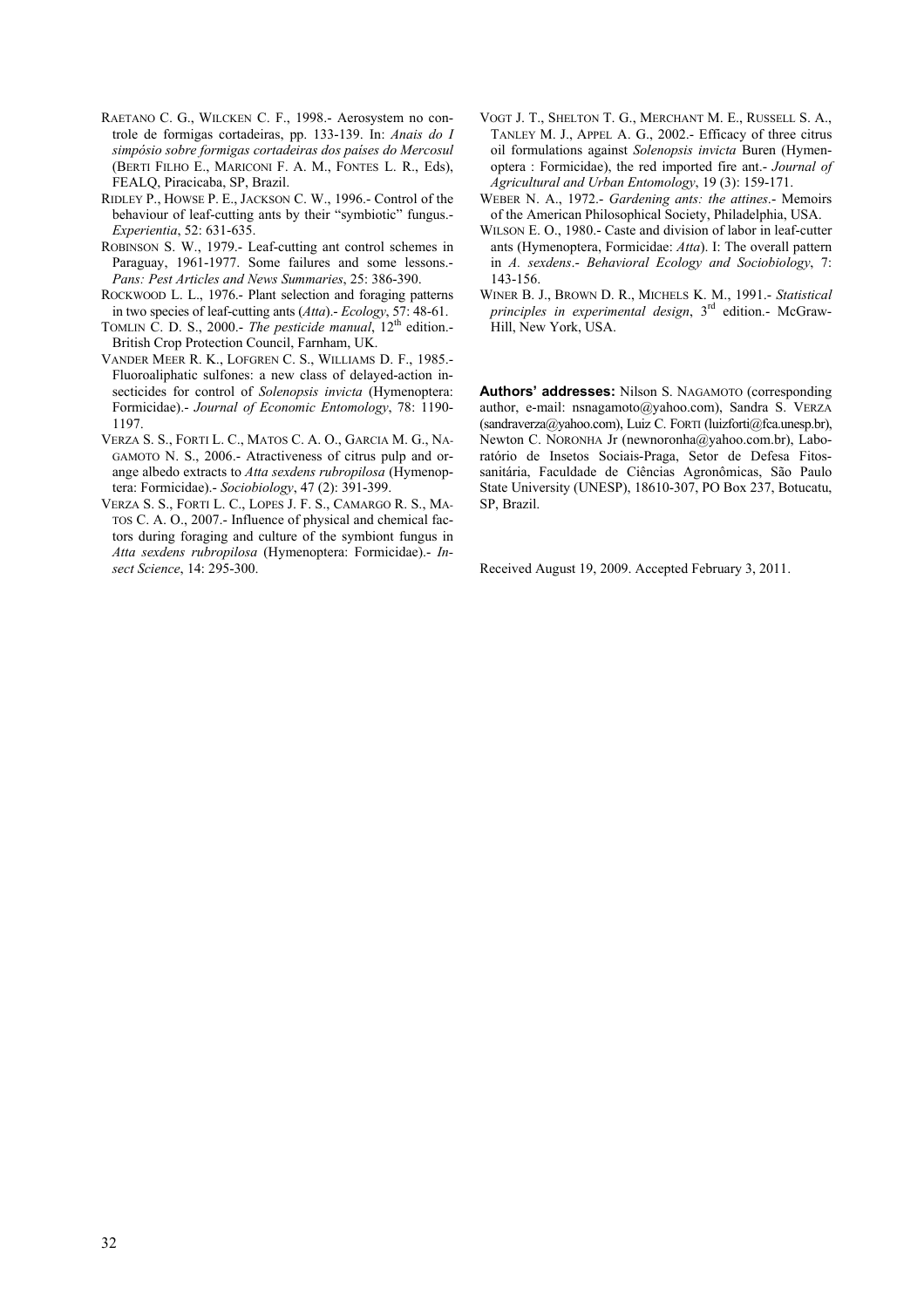RAETANO C. G., WILCKEN C. F., 1998.- Aerosystem no controle de formigas cortadeiras, pp. 133-139. In: *Anais do I simpósio sobre formigas cortadeiras dos países do Mercosul* (BERTI FILHO E., MARICONI F. A. M., FONTES L. R., Eds), FEALQ, Piracicaba, SP, Brazil.

RIDLEY P., HOWSE P. E., JACKSON C. W., 1996.- Control of the behaviour of leaf-cutting ants by their "symbiotic" fungus.- *Experientia*, 52: 631-635.

ROBINSON S. W., 1979.- Leaf-cutting ant control schemes in Paraguay, 1961-1977. Some failures and some lessons.- *Pans: Pest Articles and News Summaries*, 25: 386-390.

ROCKWOOD L. L., 1976.- Plant selection and foraging patterns in two species of leaf-cutting ants (*Atta*).- *Ecology*, 57: 48-61.

TOMLIN C. D. S., 2000.- *The pesticide manual*, 12th edition.- British Crop Protection Council, Farnham, UK.

VANDER MEER R. K., LOFGREN C. S., WILLIAMS D. F., 1985.- Fluoroaliphatic sulfones: a new class of delayed-action insecticides for control of *Solenopsis invicta* (Hymenoptera: Formicidae).- *Journal of Economic Entomology*, 78: 1190-1197.

VERZA S. S., FORTI L. C., MATOS C. A. O., GARCIA M. G., NAGAMOTO N. S., 2006.- Atractiveness of citrus pulp and orange albedo extracts to *Atta sexdens rubropilosa* (Hymenoptera: Formicidae).- *Sociobiology*, 47 (2): 391-399.

VERZA S. S., FORTI L. C., LOPES J. F. S., CAMARGO R. S., MATOS C. A. O., 2007.- Influence of physical and chemical factors during foraging and culture of the symbiont fungus in *Atta sexdens rubropilosa* (Hymenoptera: Formicidae).- *Insect Science*, 14: 295-300.

VOGT J. T., SHELTON T. G., MERCHANT M. E., RUSSELL S. A., TANLEY M. J., APPEL A. G., 2002.- Efficacy of three citrus oil formulations against *Solenopsis invicta* Buren (Hymenoptera : Formicidae), the red imported fire ant.- *Journal of Agricultural and Urban Entomology*, 19 (3): 159-171.

WEBER N. A., 1972.- *Gardening ants: the attines*.- Memoirs of the American Philosophical Society, Philadelphia, USA.

WILSON E. O., 1980.- Caste and division of labor in leaf-cutter ants (Hymenoptera, Formicidae: *Atta*). I: The overall pattern in *A. sexdens*.- *Behavioral Ecology and Sociobiology*, 7: 143-156.

WINER B. J., BROWN D. R., MICHELS K. M., 1991.- *Statistical principles in experimental design*, 3rd edition.- McGraw-Hill, New York, USA.

**Authors' addresses:** Nilson S. NAGAMOTO (corresponding author, e-mail: nsnagamoto@yahoo.com), Sandra S. VERZA (sandraverza@yahoo.com), Luiz C. FORTI (luizforti@fca.unesp.br), Newton C. NORONHA Jr (newnoronha@yahoo.com.br), Laboratório de Insetos Sociais-Praga, Setor de Defesa Fitossanitária, Faculdade de Ciências Agronômicas, São Paulo State University (UNESP), 18610-307, PO Box 237, Botucatu, SP, Brazil.

Received August 19, 2009. Accepted February 3, 2011.